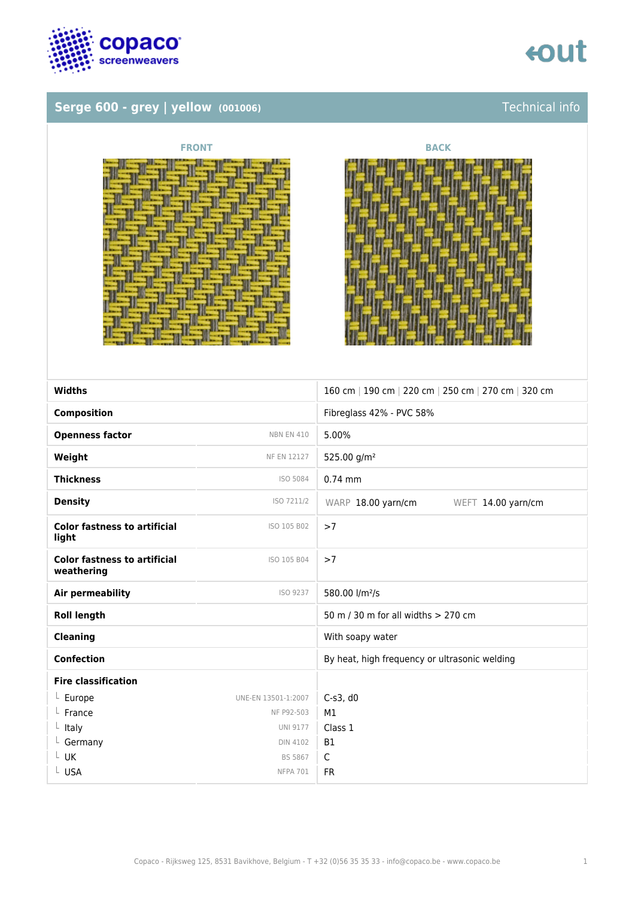## Serge 600 - grey | yellow (001006)

Technical info

FRONT

BACK

| | | |
|---|---|---|
| **Widths** | | 160 cm \| 190 cm \| 220 cm \| 250 cm \| 270 cm \| 320 cm |
| **Composition** | | Fibreglass 42% - PVC 58% |
| **Openness factor** | NBN EN 410 | 5.00% |
| **Weight** | NF EN 12127 | 525.00 g/m² |
| **Thickness** | ISO 5084 | 0.74 mm |
| **Density** | ISO 7211/2 | WARP 18.00 yarn/cm WEFT 14.00 yarn/cm |
| **Color fastness to artificial light** | ISO 105 B02 | >7 |
| **Color fastness to artificial weathering** | ISO 105 B04 | >7 |
| **Air permeability** | ISO 9237 | 580.00 l/m²/s |
| **Roll length** | | 50 m / 30 m for all widths > 270 cm |
| **Cleaning** | | With soapy water |
| **Confection** | | By heat, high frequency or ultrasonic welding |
| **Fire classification** | | |
| └ Europe | UNE-EN 13501-1:2007 | C-s3, d0 |
| └ France | NF P92-503 | M1 |
| └ Italy | UNI 9177 | Class 1 |
| └ Germany | DIN 4102 | B1 |
| └ UK | BS 5867 | C |
| └ USA | NFPA 701 | FR |

Copaco - Rijksweg 125, 8531 Bavikhove, Belgium - T +32 (0)56 35 35 33 - info@copaco.be - www.copaco.be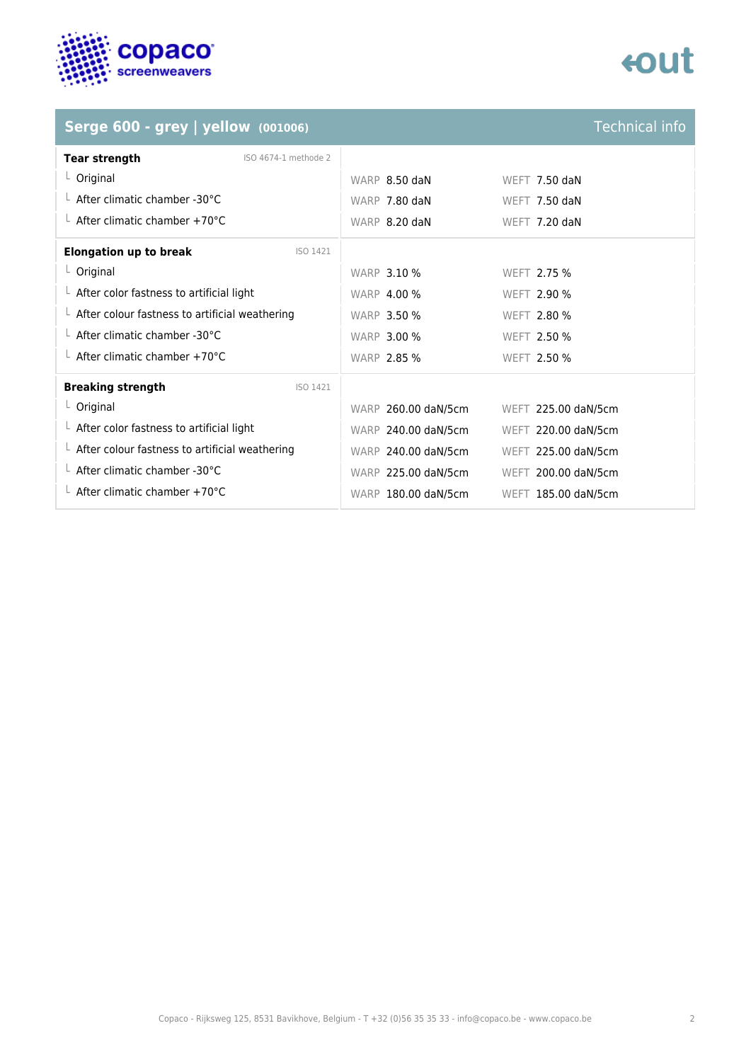## Serge 600 - grey | yellow (001006) — Technical info

| **Tear strength** ISO 4674-1 methode 2 | | |
|---|---|---|
| Original | WARP 8.50 daN | WEFT 7.50 daN |
| After climatic chamber -30°C | WARP 7.80 daN | WEFT 7.50 daN |
| After climatic chamber +70°C | WARP 8.20 daN | WEFT 7.20 daN |

| **Elongation up to break** ISO 1421 | | |
|---|---|---|
| Original | WARP 3.10 % | WEFT 2.75 % |
| After color fastness to artificial light | WARP 4.00 % | WEFT 2.90 % |
| After colour fastness to artificial weathering | WARP 3.50 % | WEFT 2.80 % |
| After climatic chamber -30°C | WARP 3.00 % | WEFT 2.50 % |
| After climatic chamber +70°C | WARP 2.85 % | WEFT 2.50 % |

| **Breaking strength** ISO 1421 | | |
|---|---|---|
| Original | WARP 260.00 daN/5cm | WEFT 225.00 daN/5cm |
| After color fastness to artificial light | WARP 240.00 daN/5cm | WEFT 220.00 daN/5cm |
| After colour fastness to artificial weathering | WARP 240.00 daN/5cm | WEFT 225.00 daN/5cm |
| After climatic chamber -30°C | WARP 225.00 daN/5cm | WEFT 200.00 daN/5cm |
| After climatic chamber +70°C | WARP 180.00 daN/5cm | WEFT 185.00 daN/5cm |

Copaco - Rijksweg 125, 8531 Bavikhove, Belgium - T +32 (0)56 35 35 33 - info@copaco.be - www.copaco.be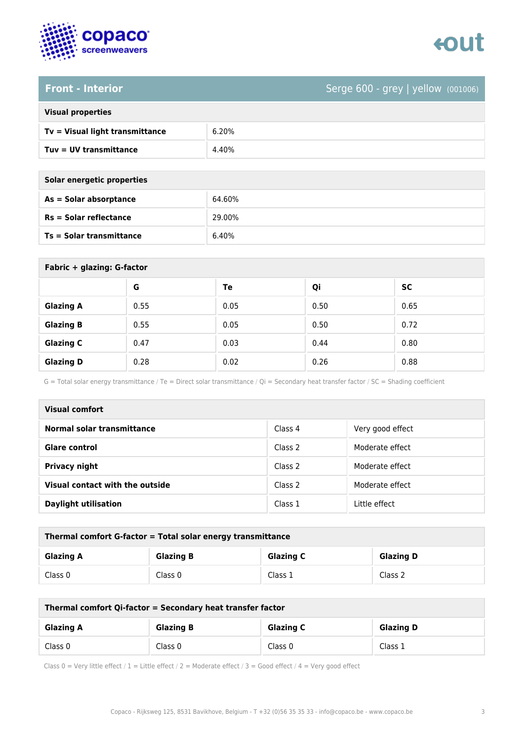## Front - Interior

Serge 600 - grey | yellow (001006)

| Visual properties | |
|---|---|
| **Tv = Visual light transmittance** | 6.20% |
| **Tuv = UV transmittance** | 4.40% |

| Solar energetic properties | |
|---|---|
| **As = Solar absorptance** | 64.60% |
| **Rs = Solar reflectance** | 29.00% |
| **Ts = Solar transmittance** | 6.40% |

**Fabric + glazing: G-factor**

| | G | Te | Qi | SC |
|---|---|---|---|---|
| **Glazing A** | 0.55 | 0.05 | 0.50 | 0.65 |
| **Glazing B** | 0.55 | 0.05 | 0.50 | 0.72 |
| **Glazing C** | 0.47 | 0.03 | 0.44 | 0.80 |
| **Glazing D** | 0.28 | 0.02 | 0.26 | 0.88 |

G = Total solar energy transmittance / Te = Direct solar transmittance / Qi = Secondary heat transfer factor / SC = Shading coefficient

| Visual comfort | | |
|---|---|---|
| **Normal solar transmittance** | Class 4 | Very good effect |
| **Glare control** | Class 2 | Moderate effect |
| **Privacy night** | Class 2 | Moderate effect |
| **Visual contact with the outside** | Class 2 | Moderate effect |
| **Daylight utilisation** | Class 1 | Little effect |

**Thermal comfort G-factor = Total solar energy transmittance**

| Glazing A | Glazing B | Glazing C | Glazing D |
|---|---|---|---|
| Class 0 | Class 0 | Class 1 | Class 2 |

**Thermal comfort Qi-factor = Secondary heat transfer factor**

| Glazing A | Glazing B | Glazing C | Glazing D |
|---|---|---|---|
| Class 0 | Class 0 | Class 0 | Class 1 |

Class 0 = Very little effect / 1 = Little effect / 2 = Moderate effect / 3 = Good effect / 4 = Very good effect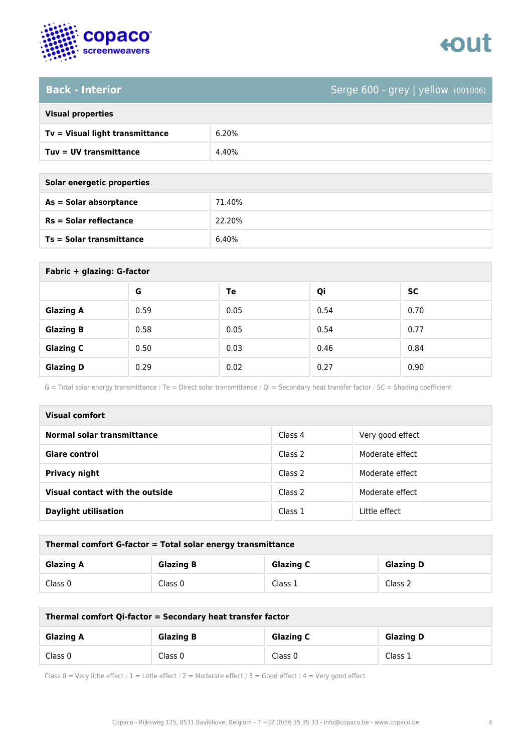## Back - Interior

Serge 600 - grey | yellow (001006)

| Visual properties | |
|---|---|
| **Tv = Visual light transmittance** | 6.20% |
| **Tuv = UV transmittance** | 4.40% |

| Solar energetic properties | |
|---|---|
| **As = Solar absorptance** | 71.40% |
| **Rs = Solar reflectance** | 22.20% |
| **Ts = Solar transmittance** | 6.40% |

**Fabric + glazing: G-factor**

| | G | Te | Qi | SC |
|---|---|---|---|---|
| **Glazing A** | 0.59 | 0.05 | 0.54 | 0.70 |
| **Glazing B** | 0.58 | 0.05 | 0.54 | 0.77 |
| **Glazing C** | 0.50 | 0.03 | 0.46 | 0.84 |
| **Glazing D** | 0.29 | 0.02 | 0.27 | 0.90 |

G = Total solar energy transmittance / Te = Direct solar transmittance / Qi = Secondary heat transfer factor / SC = Shading coefficient

| Visual comfort | | |
|---|---|---|
| **Normal solar transmittance** | Class 4 | Very good effect |
| **Glare control** | Class 2 | Moderate effect |
| **Privacy night** | Class 2 | Moderate effect |
| **Visual contact with the outside** | Class 2 | Moderate effect |
| **Daylight utilisation** | Class 1 | Little effect |

**Thermal comfort G-factor = Total solar energy transmittance**

| Glazing A | Glazing B | Glazing C | Glazing D |
|---|---|---|---|
| Class 0 | Class 0 | Class 1 | Class 2 |

**Thermal comfort Qi-factor = Secondary heat transfer factor**

| Glazing A | Glazing B | Glazing C | Glazing D |
|---|---|---|---|
| Class 0 | Class 0 | Class 0 | Class 1 |

Class 0 = Very little effect / 1 = Little effect / 2 = Moderate effect / 3 = Good effect / 4 = Very good effect

Copaco - Rijksweg 125, 8531 Bavikhove, Belgium - T +32 (0)56 35 35 33 - info@copaco.be - www.copaco.be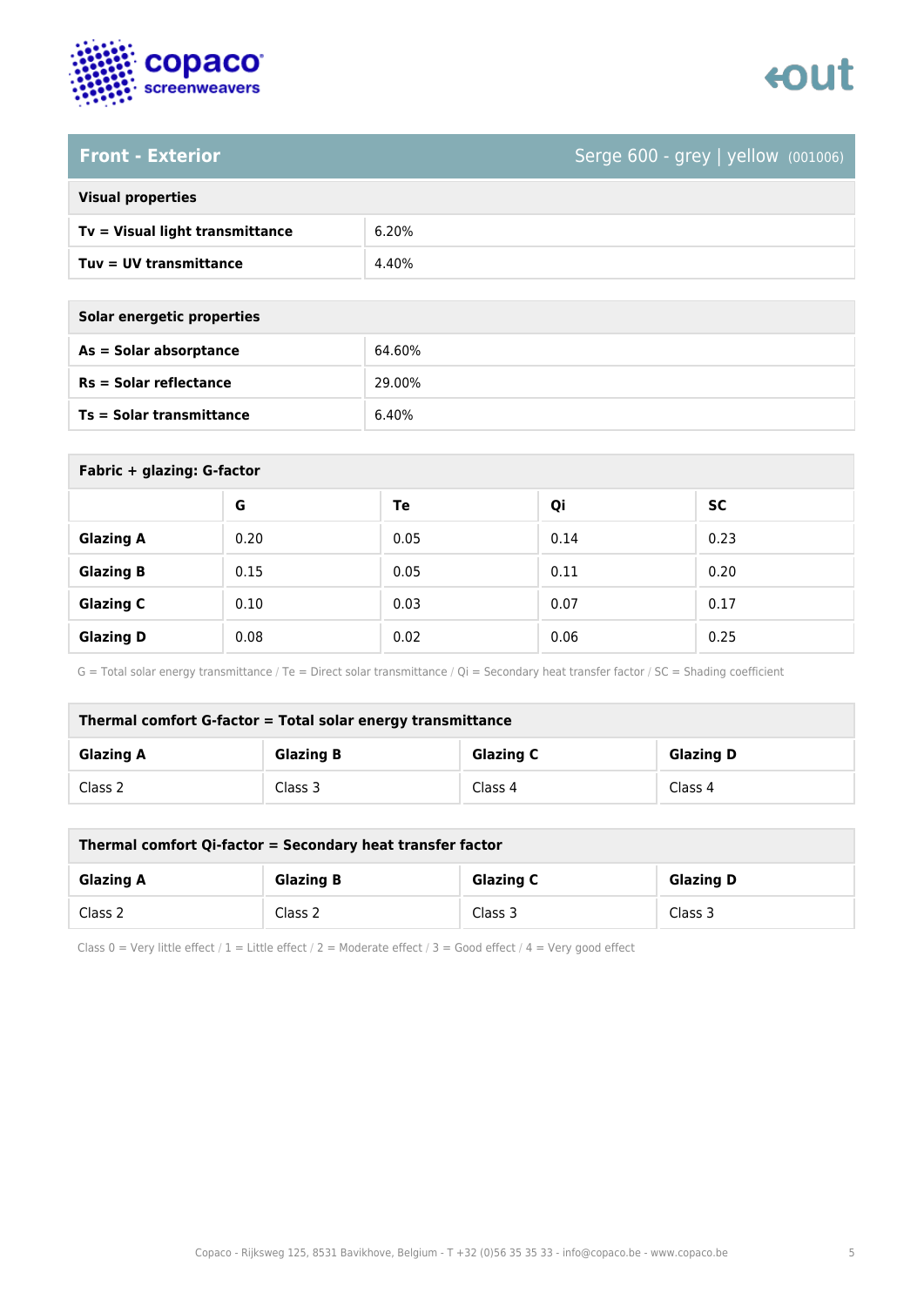## Front - Exterior

Serge 600 - grey | yellow (001006)

| Visual properties | |
|---|---|
| **Tv = Visual light transmittance** | 6.20% |
| **Tuv = UV transmittance** | 4.40% |

| Solar energetic properties | |
|---|---|
| **As = Solar absorptance** | 64.60% |
| **Rs = Solar reflectance** | 29.00% |
| **Ts = Solar transmittance** | 6.40% |

**Fabric + glazing: G-factor**

| | G | Te | Qi | SC |
|---|---|---|---|---|
| **Glazing A** | 0.20 | 0.05 | 0.14 | 0.23 |
| **Glazing B** | 0.15 | 0.05 | 0.11 | 0.20 |
| **Glazing C** | 0.10 | 0.03 | 0.07 | 0.17 |
| **Glazing D** | 0.08 | 0.02 | 0.06 | 0.25 |

G = Total solar energy transmittance / Te = Direct solar transmittance / Qi = Secondary heat transfer factor / SC = Shading coefficient

**Thermal comfort G-factor = Total solar energy transmittance**

| Glazing A | Glazing B | Glazing C | Glazing D |
|---|---|---|---|
| Class 2 | Class 3 | Class 4 | Class 4 |

**Thermal comfort Qi-factor = Secondary heat transfer factor**

| Glazing A | Glazing B | Glazing C | Glazing D |
|---|---|---|---|
| Class 2 | Class 2 | Class 3 | Class 3 |

Class 0 = Very little effect / 1 = Little effect / 2 = Moderate effect / 3 = Good effect / 4 = Very good effect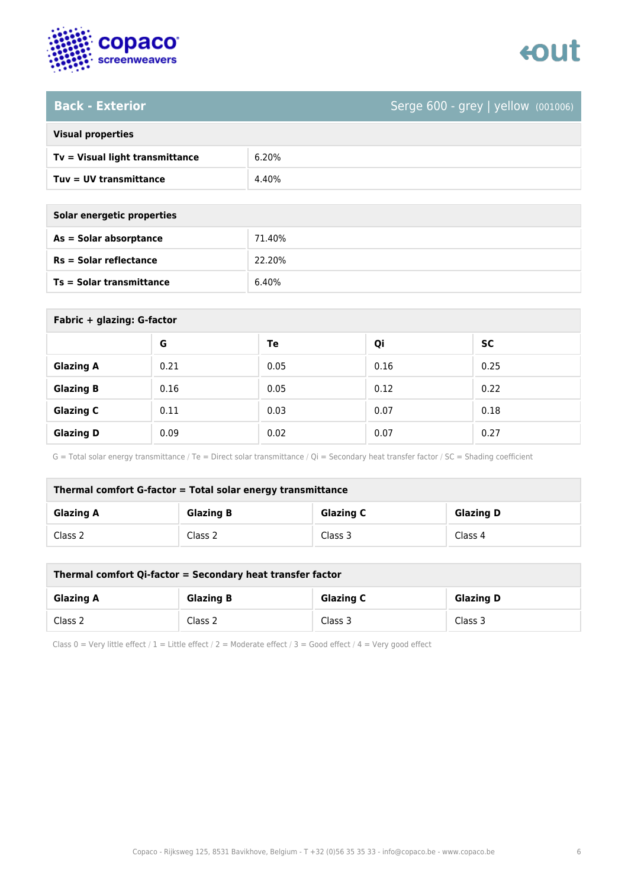## Back - Exterior

Serge 600 - grey | yellow (001006)

| Visual properties | |
|---|---|
| **Tv = Visual light transmittance** | 6.20% |
| **Tuv = UV transmittance** | 4.40% |

| Solar energetic properties | |
|---|---|
| **As = Solar absorptance** | 71.40% |
| **Rs = Solar reflectance** | 22.20% |
| **Ts = Solar transmittance** | 6.40% |

**Fabric + glazing: G-factor**

| | G | Te | Qi | SC |
|---|---|---|---|---|
| **Glazing A** | 0.21 | 0.05 | 0.16 | 0.25 |
| **Glazing B** | 0.16 | 0.05 | 0.12 | 0.22 |
| **Glazing C** | 0.11 | 0.03 | 0.07 | 0.18 |
| **Glazing D** | 0.09 | 0.02 | 0.07 | 0.27 |

G = Total solar energy transmittance / Te = Direct solar transmittance / Qi = Secondary heat transfer factor / SC = Shading coefficient

**Thermal comfort G-factor = Total solar energy transmittance**

| Glazing A | Glazing B | Glazing C | Glazing D |
|---|---|---|---|
| Class 2 | Class 2 | Class 3 | Class 4 |

**Thermal comfort Qi-factor = Secondary heat transfer factor**

| Glazing A | Glazing B | Glazing C | Glazing D |
|---|---|---|---|
| Class 2 | Class 2 | Class 3 | Class 3 |

Class 0 = Very little effect / 1 = Little effect / 2 = Moderate effect / 3 = Good effect / 4 = Very good effect

Copaco - Rijksweg 125, 8531 Bavikhove, Belgium - T +32 (0)56 35 35 33 - info@copaco.be - www.copaco.be